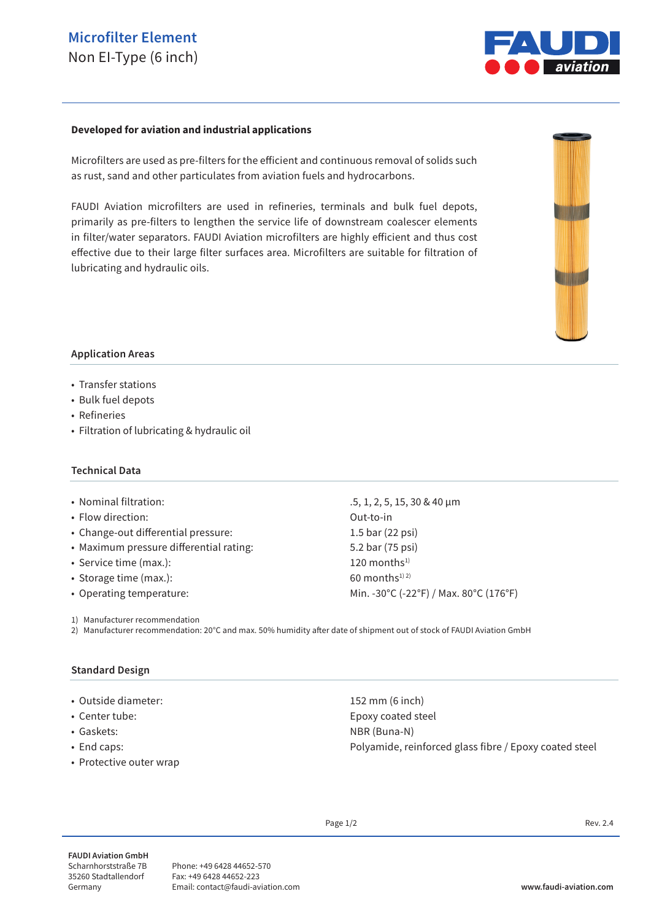# Microfilter Element

Non EI-Type (6 inch)

**Developed for aviation and industrial applications**

Microfilters are used as pre-filters for the efficient and continuous removal of solids such as rust, sand and other particulates from aviation fuels and hydrocarbons.

FAUDI Aviation microfilters are used in refineries, terminals and bulk fuel depots, primarily as pre-filters to lengthen the service life of downstream coalescer elements in filter/water separators. FAUDI Aviation microfilters are highly efficient and thus cost effective due to their large filter surfaces area. Microfilters are suitable for filtration of lubricating and hydraulic oils.

## Application Areas

- Transfer stations
- Bulk fuel depots
- Refineries
- Filtration of lubricating & hydraulic oil

## Technical Data

| | |
|---|---|
| • Nominal filtration: | .5, 1, 2, 5, 15, 30 & 40 µm |
| • Flow direction: | Out-to-in |
| • Change-out differential pressure: | 1.5 bar (22 psi) |
| • Maximum pressure differential rating: | 5.2 bar (75 psi) |
| • Service time (max.): | 120 months[1] |
| • Storage time (max.): | 60 months[1) 2)] |
| • Operating temperature: | Min. -30°C (-22°F) / Max. 80°C (176°F) |

1) Manufacturer recommendation
2) Manufacturer recommendation: 20°C and max. 50% humidity after date of shipment out of stock of FAUDI Aviation GmbH

## Standard Design

| | |
|---|---|
| • Outside diameter: | 152 mm (6 inch) |
| • Center tube: | Epoxy coated steel |
| • Gaskets: | NBR (Buna-N) |
| • End caps: | Polyamide, reinforced glass fibre / Epoxy coated steel |
| • Protective outer wrap | |

Rev. 2.4

**FAUDI Aviation GmbH**
Scharnhorststraße 7B
35260 Stadtallendorf
Germany

Phone: +49 6428 44652-570
Fax: +49 6428 44652-223
Email: contact@faudi-aviation.com

**www.faudi-aviation.com**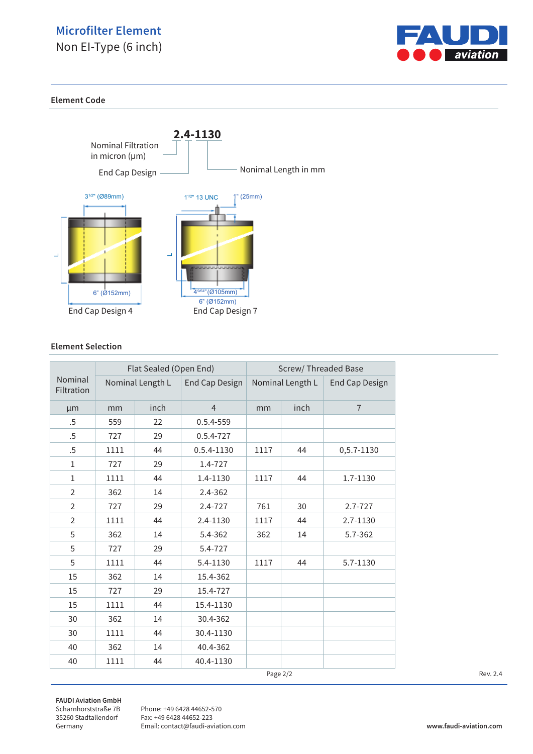# Microfilter Element
Non EI-Type (6 inch)

## Element Code

**2.4-1130**

Nominal Filtration in micron (µm)

End Cap Design

Nonimal Length in mm

3[1/2]" (Ø89mm)

6" (Ø152mm)

L

End Cap Design 4

1[1/2]" 13 UNC

1" (25mm)

4[9/64]" (Ø105mm)

6" (Ø152mm)

L

End Cap Design 7

## Element Selection

| Nominal Filtration | Flat Sealed (Open End) | | | Screw/ Threaded Base | | |
|---|---|---|---|---|---|---|
| | Nominal Length L | | End Cap Design | Nominal Length L | | End Cap Design |
| µm | mm | inch | 4 | mm | inch | 7 |
| .5 | 559 | 22 | 0.5.4-559 | | | |
| .5 | 727 | 29 | 0.5.4-727 | | | |
| .5 | 1111 | 44 | 0.5.4-1130 | 1117 | 44 | 0,5.7-1130 |
| 1 | 727 | 29 | 1.4-727 | | | |
| 1 | 1111 | 44 | 1.4-1130 | 1117 | 44 | 1.7-1130 |
| 2 | 362 | 14 | 2.4-362 | | | |
| 2 | 727 | 29 | 2.4-727 | 761 | 30 | 2.7-727 |
| 2 | 1111 | 44 | 2.4-1130 | 1117 | 44 | 2.7-1130 |
| 5 | 362 | 14 | 5.4-362 | 362 | 14 | 5.7-362 |
| 5 | 727 | 29 | 5.4-727 | | | |
| 5 | 1111 | 44 | 5.4-1130 | 1117 | 44 | 5.7-1130 |
| 15 | 362 | 14 | 15.4-362 | | | |
| 15 | 727 | 29 | 15.4-727 | | | |
| 15 | 1111 | 44 | 15.4-1130 | | | |
| 30 | 362 | 14 | 30.4-362 | | | |
| 30 | 1111 | 44 | 30.4-1130 | | | |
| 40 | 362 | 14 | 40.4-362 | | | |
| 40 | 1111 | 44 | 40.4-1130 | | | |

Rev. 2.4

**FAUDI Aviation GmbH**
Scharnhorststraße 7B
35260 Stadtallendorf
Germany

Phone: +49 6428 44652-570
Fax: +49 6428 44652-223
Email: contact@faudi-aviation.com

**www.faudi-aviation.com**